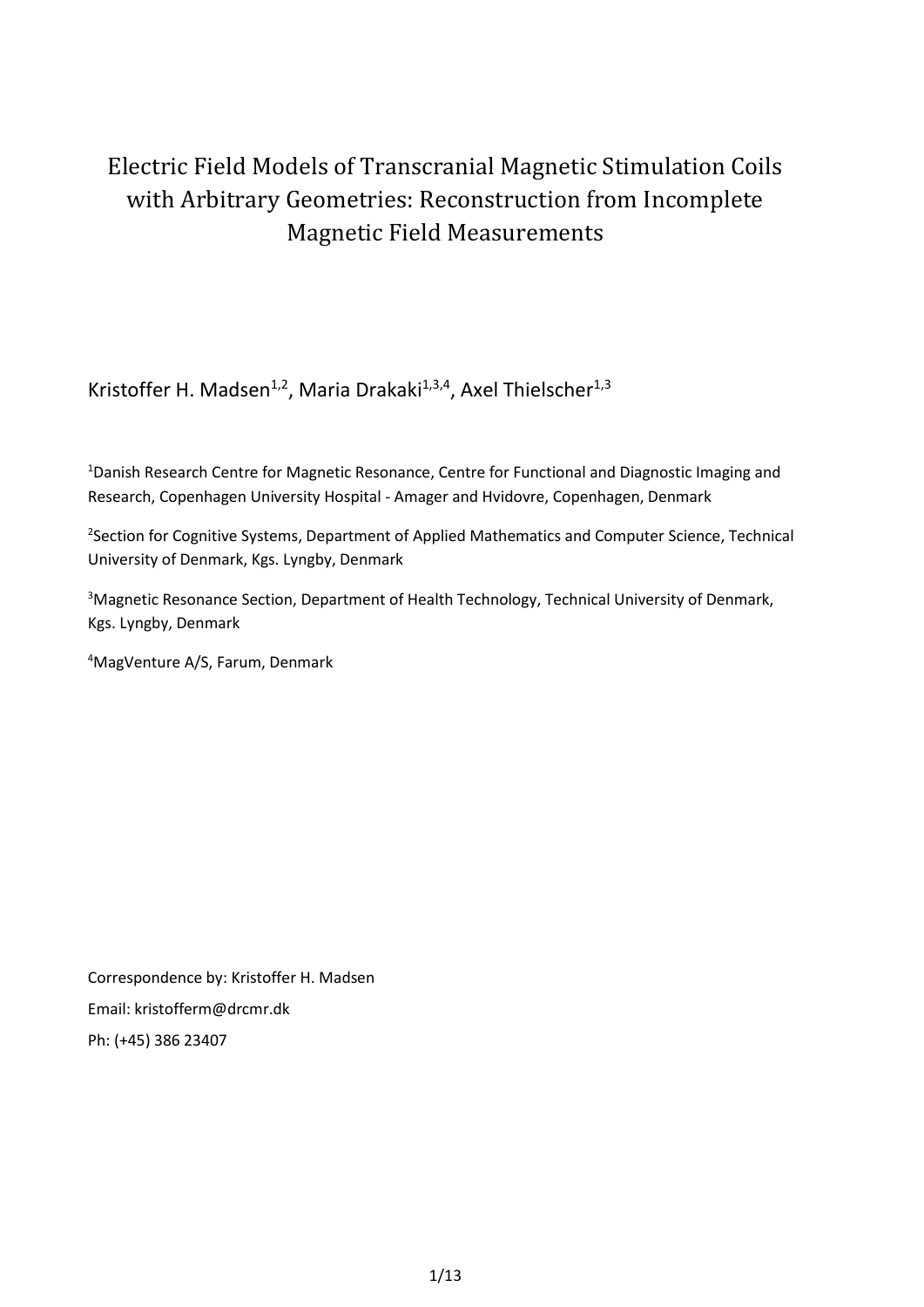# Electric Field Models of Transcranial Magnetic Stimulation Coils with Arbitrary Geometries: Reconstruction from Incomplete Magnetic Field Measurements

Kristoffer H. Madsen[1,2], Maria Drakaki[1,3,4], Axel Thielscher[1,3]

[1]Danish Research Centre for Magnetic Resonance, Centre for Functional and Diagnostic Imaging and Research, Copenhagen University Hospital - Amager and Hvidovre, Copenhagen, Denmark

[2]Section for Cognitive Systems, Department of Applied Mathematics and Computer Science, Technical University of Denmark, Kgs. Lyngby, Denmark

[3]Magnetic Resonance Section, Department of Health Technology, Technical University of Denmark, Kgs. Lyngby, Denmark

[4]MagVenture A/S, Farum, Denmark

Correspondence by: Kristoffer H. Madsen

Email: kristofferm@drcmr.dk

Ph: (+45) 386 23407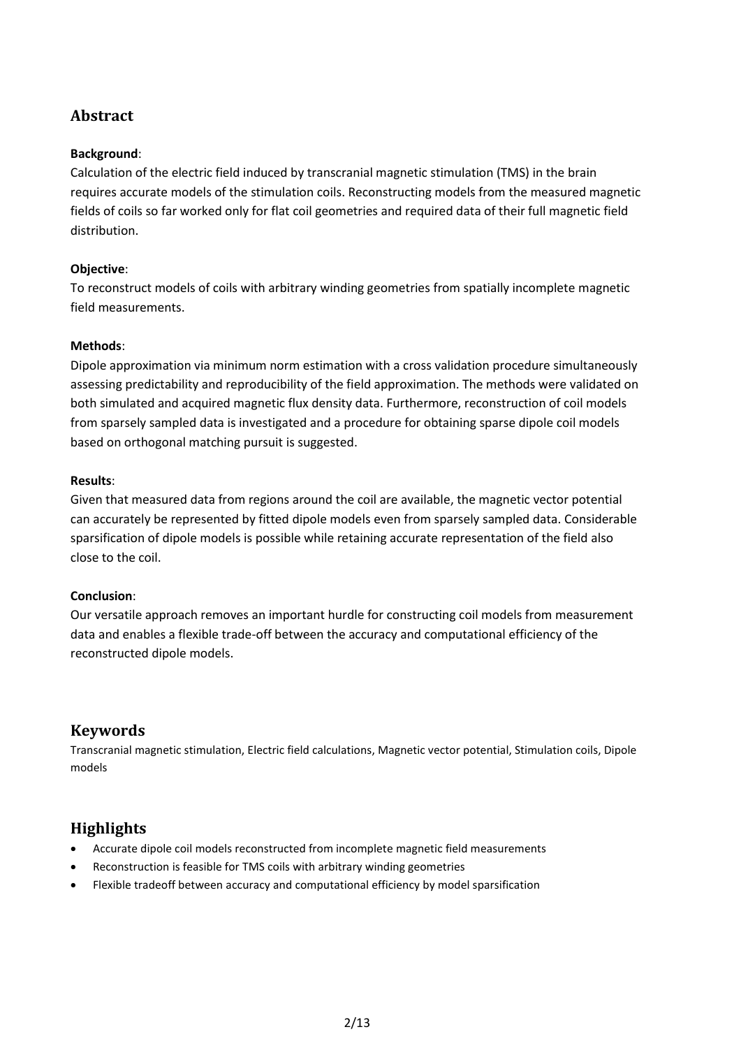## Abstract

**Background**:
Calculation of the electric field induced by transcranial magnetic stimulation (TMS) in the brain requires accurate models of the stimulation coils. Reconstructing models from the measured magnetic fields of coils so far worked only for flat coil geometries and required data of their full magnetic field distribution.

**Objective**:
To reconstruct models of coils with arbitrary winding geometries from spatially incomplete magnetic field measurements.

**Methods**:
Dipole approximation via minimum norm estimation with a cross validation procedure simultaneously assessing predictability and reproducibility of the field approximation. The methods were validated on both simulated and acquired magnetic flux density data. Furthermore, reconstruction of coil models from sparsely sampled data is investigated and a procedure for obtaining sparse dipole coil models based on orthogonal matching pursuit is suggested.

**Results**:
Given that measured data from regions around the coil are available, the magnetic vector potential can accurately be represented by fitted dipole models even from sparsely sampled data. Considerable sparsification of dipole models is possible while retaining accurate representation of the field also close to the coil.

**Conclusion**:
Our versatile approach removes an important hurdle for constructing coil models from measurement data and enables a flexible trade-off between the accuracy and computational efficiency of the reconstructed dipole models.

## Keywords

Transcranial magnetic stimulation, Electric field calculations, Magnetic vector potential, Stimulation coils, Dipole models

## Highlights

- Accurate dipole coil models reconstructed from incomplete magnetic field measurements
- Reconstruction is feasible for TMS coils with arbitrary winding geometries
- Flexible tradeoff between accuracy and computational efficiency by model sparsification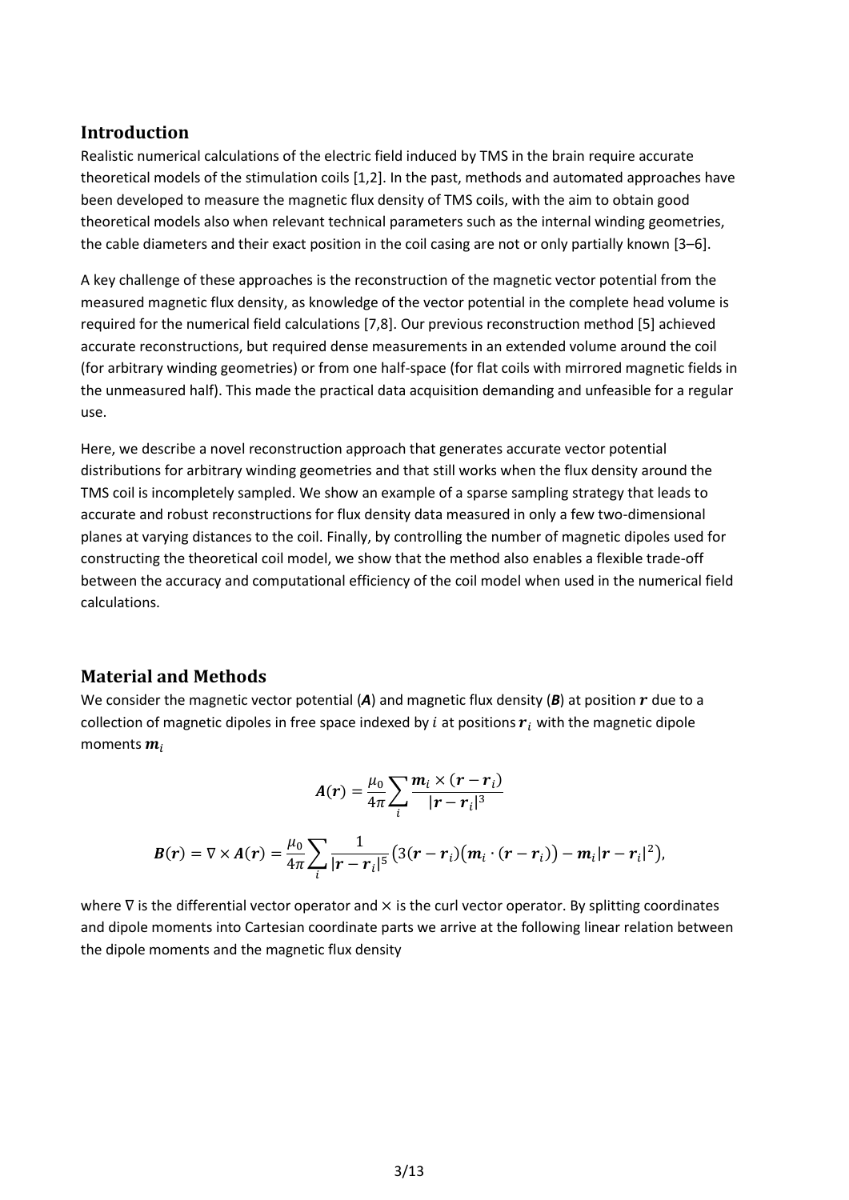## Introduction

Realistic numerical calculations of the electric field induced by TMS in the brain require accurate theoretical models of the stimulation coils [1,2]. In the past, methods and automated approaches have been developed to measure the magnetic flux density of TMS coils, with the aim to obtain good theoretical models also when relevant technical parameters such as the internal winding geometries, the cable diameters and their exact position in the coil casing are not or only partially known [3–6].

A key challenge of these approaches is the reconstruction of the magnetic vector potential from the measured magnetic flux density, as knowledge of the vector potential in the complete head volume is required for the numerical field calculations [7,8]. Our previous reconstruction method [5] achieved accurate reconstructions, but required dense measurements in an extended volume around the coil (for arbitrary winding geometries) or from one half-space (for flat coils with mirrored magnetic fields in the unmeasured half). This made the practical data acquisition demanding and unfeasible for a regular use.

Here, we describe a novel reconstruction approach that generates accurate vector potential distributions for arbitrary winding geometries and that still works when the flux density around the TMS coil is incompletely sampled. We show an example of a sparse sampling strategy that leads to accurate and robust reconstructions for flux density data measured in only a few two-dimensional planes at varying distances to the coil. Finally, by controlling the number of magnetic dipoles used for constructing the theoretical coil model, we show that the method also enables a flexible trade-off between the accuracy and computational efficiency of the coil model when used in the numerical field calculations.

## Material and Methods

We consider the magnetic vector potential (***A***) and magnetic flux density (***B***) at position $\boldsymbol{r}$ due to a collection of magnetic dipoles in free space indexed by $i$ at positions $\boldsymbol{r}_i$ with the magnetic dipole moments $\boldsymbol{m}_i$

$$\boldsymbol{A}(\boldsymbol{r}) = \frac{\mu_0}{4\pi} \sum_i \frac{\boldsymbol{m}_i \times (\boldsymbol{r} - \boldsymbol{r}_i)}{|\boldsymbol{r} - \boldsymbol{r}_i|^3}$$

$$\boldsymbol{B}(\boldsymbol{r}) = \nabla \times \boldsymbol{A}(\boldsymbol{r}) = \frac{\mu_0}{4\pi} \sum_i \frac{1}{|\boldsymbol{r} - \boldsymbol{r}_i|^5} \left(3(\boldsymbol{r} - \boldsymbol{r}_i)\left(\boldsymbol{m}_i \cdot (\boldsymbol{r} - \boldsymbol{r}_i)\right) - \boldsymbol{m}_i |\boldsymbol{r} - \boldsymbol{r}_i|^2\right),$$

where $\nabla$ is the differential vector operator and $\times$ is the curl vector operator. By splitting coordinates and dipole moments into Cartesian coordinate parts we arrive at the following linear relation between the dipole moments and the magnetic flux density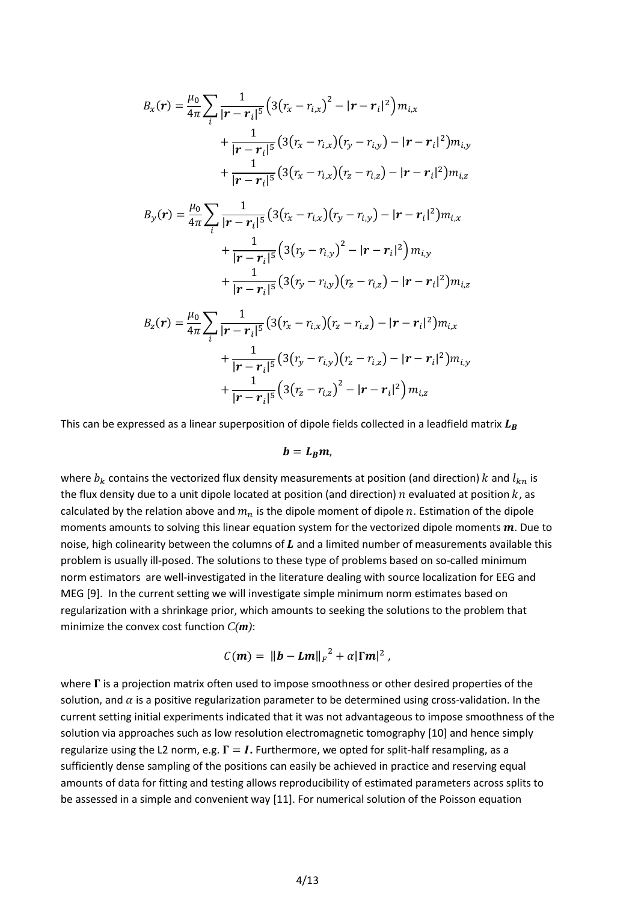$$
\begin{aligned}
B_x(\boldsymbol{r}) = \frac{\mu_0}{4\pi}\sum_i \frac{1}{|\boldsymbol{r}-\boldsymbol{r}_i|^5}\left(3\left(r_x - r_{i,x}\right)^2 - |\boldsymbol{r}-\boldsymbol{r}_i|^2\right) m_{i,x} \\
+ \frac{1}{|\boldsymbol{r}-\boldsymbol{r}_i|^5}\left(3\left(r_x - r_{i,x}\right)\left(r_y - r_{i,y}\right) - |\boldsymbol{r}-\boldsymbol{r}_i|^2\right) m_{i,y} \\
+ \frac{1}{|\boldsymbol{r}-\boldsymbol{r}_i|^5}\left(3\left(r_x - r_{i,x}\right)\left(r_z - r_{i,z}\right) - |\boldsymbol{r}-\boldsymbol{r}_i|^2\right) m_{i,z}
\end{aligned}
$$

$$
\begin{aligned}
B_y(\boldsymbol{r}) = \frac{\mu_0}{4\pi}\sum_i \frac{1}{|\boldsymbol{r}-\boldsymbol{r}_i|^5}\left(3\left(r_x - r_{i,x}\right)\left(r_y - r_{i,y}\right) - |\boldsymbol{r}-\boldsymbol{r}_i|^2\right) m_{i,x} \\
+ \frac{1}{|\boldsymbol{r}-\boldsymbol{r}_i|^5}\left(3\left(r_y - r_{i,y}\right)^2 - |\boldsymbol{r}-\boldsymbol{r}_i|^2\right) m_{i,y} \\
+ \frac{1}{|\boldsymbol{r}-\boldsymbol{r}_i|^5}\left(3\left(r_y - r_{i,y}\right)\left(r_z - r_{i,z}\right) - |\boldsymbol{r}-\boldsymbol{r}_i|^2\right) m_{i,z}
\end{aligned}
$$

$$
\begin{aligned}
B_z(\boldsymbol{r}) = \frac{\mu_0}{4\pi}\sum_i \frac{1}{|\boldsymbol{r}-\boldsymbol{r}_i|^5}\left(3\left(r_x - r_{i,x}\right)\left(r_z - r_{i,z}\right) - |\boldsymbol{r}-\boldsymbol{r}_i|^2\right) m_{i,x} \\
+ \frac{1}{|\boldsymbol{r}-\boldsymbol{r}_i|^5}\left(3\left(r_y - r_{i,y}\right)\left(r_z - r_{i,z}\right) - |\boldsymbol{r}-\boldsymbol{r}_i|^2\right) m_{i,y} \\
+ \frac{1}{|\boldsymbol{r}-\boldsymbol{r}_i|^5}\left(3\left(r_z - r_{i,z}\right)^2 - |\boldsymbol{r}-\boldsymbol{r}_i|^2\right) m_{i,z}
\end{aligned}
$$

This can be expressed as a linear superposition of dipole fields collected in a leadfield matrix $\boldsymbol{L_B}$

$$
\boldsymbol{b} = \boldsymbol{L_B}\boldsymbol{m},
$$

where $b_k$ contains the vectorized flux density measurements at position (and direction) $k$ and $l_{kn}$ is the flux density due to a unit dipole located at position (and direction) $n$ evaluated at position $k$, as calculated by the relation above and $m_n$ is the dipole moment of dipole $n$. Estimation of the dipole moments amounts to solving this linear equation system for the vectorized dipole moments $\boldsymbol{m}$. Due to noise, high colinearity between the columns of $\boldsymbol{L}$ and a limited number of measurements available this problem is usually ill-posed. The solutions to these type of problems based on so-called minimum norm estimators are well-investigated in the literature dealing with source localization for EEG and MEG [9]. In the current setting we will investigate simple minimum norm estimates based on regularization with a shrinkage prior, which amounts to seeking the solutions to the problem that minimize the convex cost function $C(\boldsymbol{m})$:

$$
C(\boldsymbol{m}) = \|\boldsymbol{b} - \boldsymbol{L}\boldsymbol{m}\|_F^{\,2} + \alpha|\boldsymbol{\Gamma}\boldsymbol{m}|^2 ,
$$

where $\boldsymbol{\Gamma}$ is a projection matrix often used to impose smoothness or other desired properties of the solution, and $\alpha$ is a positive regularization parameter to be determined using cross-validation. In the current setting initial experiments indicated that it was not advantageous to impose smoothness of the solution via approaches such as low resolution electromagnetic tomography [10] and hence simply regularize using the L2 norm, e.g. $\boldsymbol{\Gamma} = \boldsymbol{I}$. Furthermore, we opted for split-half resampling, as a sufficiently dense sampling of the positions can easily be achieved in practice and reserving equal amounts of data for fitting and testing allows reproducibility of estimated parameters across splits to be assessed in a simple and convenient way [11]. For numerical solution of the Poisson equation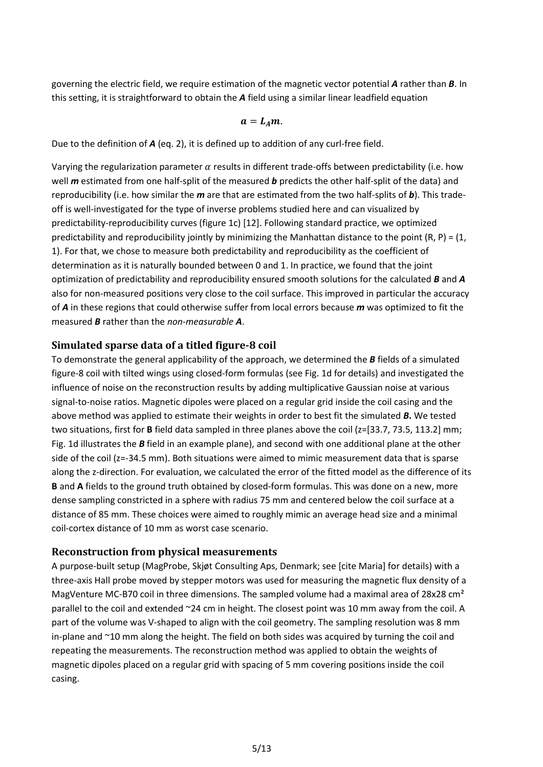governing the electric field, we require estimation of the magnetic vector potential ***A*** rather than ***B***. In this setting, it is straightforward to obtain the ***A*** field using a similar linear leadfield equation

$$\boldsymbol{a} = \boldsymbol{L_A m}.$$

Due to the definition of ***A*** (eq. 2), it is defined up to addition of any curl-free field.

Varying the regularization parameter $\alpha$ results in different trade-offs between predictability (i.e. how well ***m*** estimated from one half-split of the measured ***b*** predicts the other half-split of the data) and reproducibility (i.e. how similar the ***m*** are that are estimated from the two half-splits of ***b***). This trade-off is well-investigated for the type of inverse problems studied here and can visualized by predictability-reproducibility curves (figure 1c) [12]. Following standard practice, we optimized predictability and reproducibility jointly by minimizing the Manhattan distance to the point (R, P) = (1, 1). For that, we chose to measure both predictability and reproducibility as the coefficient of determination as it is naturally bounded between 0 and 1. In practice, we found that the joint optimization of predictability and reproducibility ensured smooth solutions for the calculated ***B*** and ***A*** also for non-measured positions very close to the coil surface. This improved in particular the accuracy of ***A*** in these regions that could otherwise suffer from local errors because ***m*** was optimized to fit the measured ***B*** rather than the ***non-measurable A***.

## Simulated sparse data of a titled figure-8 coil

To demonstrate the general applicability of the approach, we determined the ***B*** fields of a simulated figure-8 coil with tilted wings using closed-form formulas (see Fig. 1d for details) and investigated the influence of noise on the reconstruction results by adding multiplicative Gaussian noise at various signal-to-noise ratios. Magnetic dipoles were placed on a regular grid inside the coil casing and the above method was applied to estimate their weights in order to best fit the simulated ***B*****.** We tested two situations, first for **B** field data sampled in three planes above the coil (z=[33.7, 73.5, 113.2] mm; Fig. 1d illustrates the ***B*** field in an example plane), and second with one additional plane at the other side of the coil (z=-34.5 mm). Both situations were aimed to mimic measurement data that is sparse along the z-direction. For evaluation, we calculated the error of the fitted model as the difference of its **B** and **A** fields to the ground truth obtained by closed-form formulas. This was done on a new, more dense sampling constricted in a sphere with radius 75 mm and centered below the coil surface at a distance of 85 mm. These choices were aimed to roughly mimic an average head size and a minimal coil-cortex distance of 10 mm as worst case scenario.

## Reconstruction from physical measurements

A purpose-built setup (MagProbe, Skjøt Consulting Aps, Denmark; see [cite Maria] for details) with a three-axis Hall probe moved by stepper motors was used for measuring the magnetic flux density of a MagVenture MC-B70 coil in three dimensions. The sampled volume had a maximal area of 28x28 cm$^2$ parallel to the coil and extended ~24 cm in height. The closest point was 10 mm away from the coil. A part of the volume was V-shaped to align with the coil geometry. The sampling resolution was 8 mm in-plane and ~10 mm along the height. The field on both sides was acquired by turning the coil and repeating the measurements. The reconstruction method was applied to obtain the weights of magnetic dipoles placed on a regular grid with spacing of 5 mm covering positions inside the coil casing.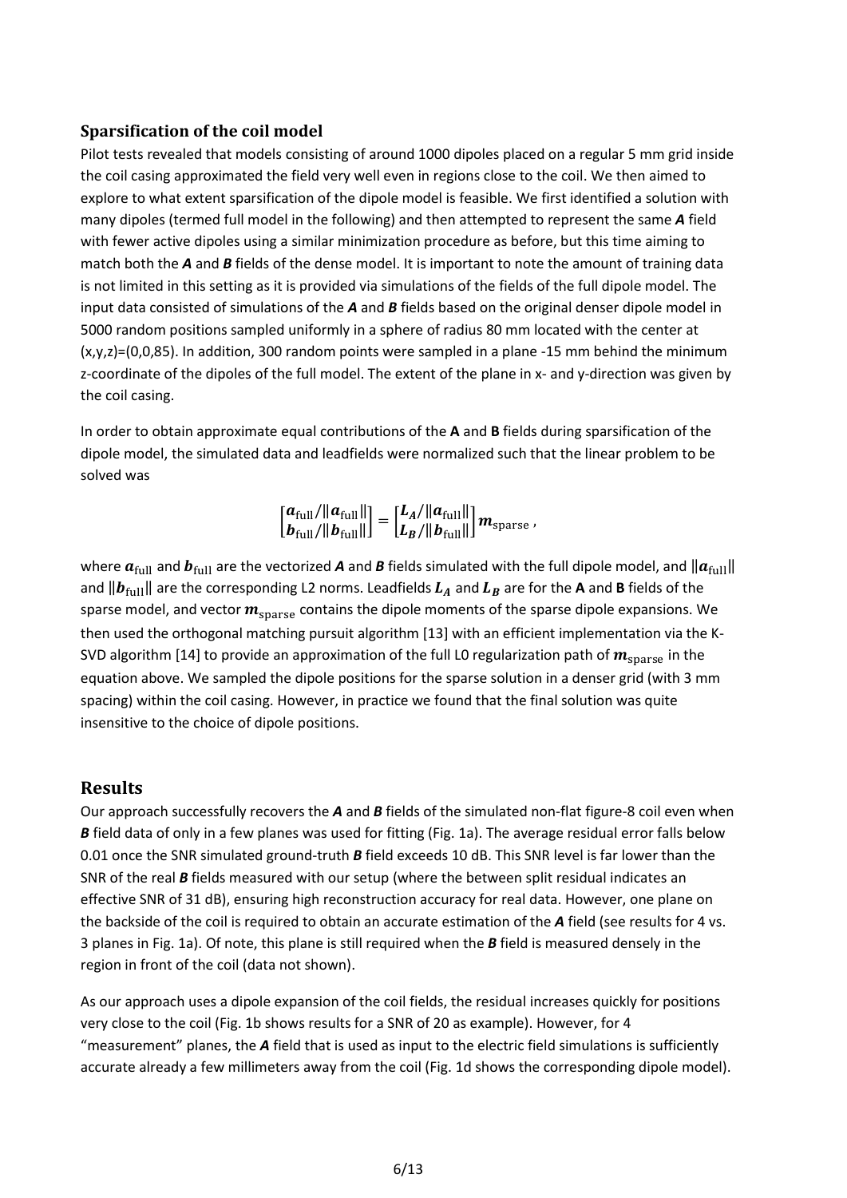### Sparsification of the coil model

Pilot tests revealed that models consisting of around 1000 dipoles placed on a regular 5 mm grid inside the coil casing approximated the field very well even in regions close to the coil. We then aimed to explore to what extent sparsification of the dipole model is feasible. We first identified a solution with many dipoles (termed full model in the following) and then attempted to represent the same ***A*** field with fewer active dipoles using a similar minimization procedure as before, but this time aiming to match both the ***A*** and ***B*** fields of the dense model. It is important to note the amount of training data is not limited in this setting as it is provided via simulations of the fields of the full dipole model. The input data consisted of simulations of the ***A*** and ***B*** fields based on the original denser dipole model in 5000 random positions sampled uniformly in a sphere of radius 80 mm located with the center at (x,y,z)=(0,0,85). In addition, 300 random points were sampled in a plane -15 mm behind the minimum z-coordinate of the dipoles of the full model. The extent of the plane in x- and y-direction was given by the coil casing.

In order to obtain approximate equal contributions of the **A** and **B** fields during sparsification of the dipole model, the simulated data and leadfields were normalized such that the linear problem to be solved was

$$\begin{bmatrix} \boldsymbol{a}_{\text{full}}/\|\boldsymbol{a}_{\text{full}}\| \\ \boldsymbol{b}_{\text{full}}/\|\boldsymbol{b}_{\text{full}}\| \end{bmatrix} = \begin{bmatrix} \boldsymbol{L}_{\boldsymbol{A}}/\|\boldsymbol{a}_{\text{full}}\| \\ \boldsymbol{L}_{\boldsymbol{B}}/\|\boldsymbol{b}_{\text{full}}\| \end{bmatrix} \boldsymbol{m}_{\text{sparse}},$$

where $\boldsymbol{a}_{\text{full}}$ and $\boldsymbol{b}_{\text{full}}$ are the vectorized ***A*** and ***B*** fields simulated with the full dipole model, and $\|\boldsymbol{a}_{\text{full}}\|$ and $\|\boldsymbol{b}_{\text{full}}\|$ are the corresponding L2 norms. Leadfields $\boldsymbol{L}_{\boldsymbol{A}}$ and $\boldsymbol{L}_{\boldsymbol{B}}$ are for the **A** and **B** fields of the sparse model, and vector $\boldsymbol{m}_{\text{sparse}}$ contains the dipole moments of the sparse dipole expansions. We then used the orthogonal matching pursuit algorithm [13] with an efficient implementation via the K-SVD algorithm [14] to provide an approximation of the full L0 regularization path of $\boldsymbol{m}_{\text{sparse}}$ in the equation above. We sampled the dipole positions for the sparse solution in a denser grid (with 3 mm spacing) within the coil casing. However, in practice we found that the final solution was quite insensitive to the choice of dipole positions.

## Results

Our approach successfully recovers the ***A*** and ***B*** fields of the simulated non-flat figure-8 coil even when ***B*** field data of only in a few planes was used for fitting (Fig. 1a). The average residual error falls below 0.01 once the SNR simulated ground-truth ***B*** field exceeds 10 dB. This SNR level is far lower than the SNR of the real ***B*** fields measured with our setup (where the between split residual indicates an effective SNR of 31 dB), ensuring high reconstruction accuracy for real data. However, one plane on the backside of the coil is required to obtain an accurate estimation of the ***A*** field (see results for 4 vs. 3 planes in Fig. 1a). Of note, this plane is still required when the ***B*** field is measured densely in the region in front of the coil (data not shown).

As our approach uses a dipole expansion of the coil fields, the residual increases quickly for positions very close to the coil (Fig. 1b shows results for a SNR of 20 as example). However, for 4 "measurement" planes, the ***A*** field that is used as input to the electric field simulations is sufficiently accurate already a few millimeters away from the coil (Fig. 1d shows the corresponding dipole model).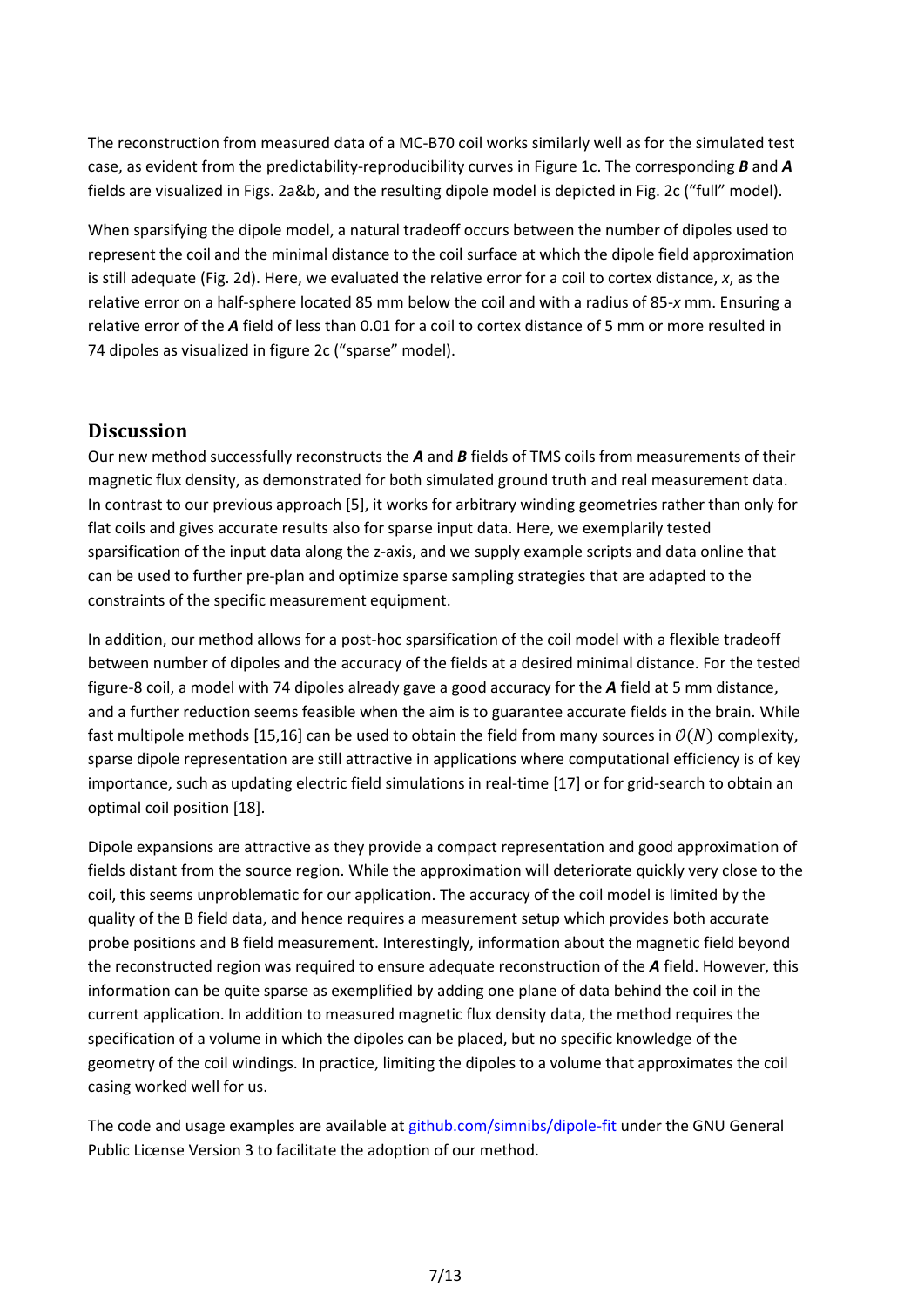The reconstruction from measured data of a MC-B70 coil works similarly well as for the simulated test case, as evident from the predictability-reproducibility curves in Figure 1c. The corresponding ***B*** and ***A*** fields are visualized in Figs. 2a&b, and the resulting dipole model is depicted in Fig. 2c ("full" model).

When sparsifying the dipole model, a natural tradeoff occurs between the number of dipoles used to represent the coil and the minimal distance to the coil surface at which the dipole field approximation is still adequate (Fig. 2d). Here, we evaluated the relative error for a coil to cortex distance, *x*, as the relative error on a half-sphere located 85 mm below the coil and with a radius of 85-*x* mm. Ensuring a relative error of the ***A*** field of less than 0.01 for a coil to cortex distance of 5 mm or more resulted in 74 dipoles as visualized in figure 2c ("sparse" model).

## Discussion

Our new method successfully reconstructs the ***A*** and ***B*** fields of TMS coils from measurements of their magnetic flux density, as demonstrated for both simulated ground truth and real measurement data. In contrast to our previous approach [5], it works for arbitrary winding geometries rather than only for flat coils and gives accurate results also for sparse input data. Here, we exemplarily tested sparsification of the input data along the z-axis, and we supply example scripts and data online that can be used to further pre-plan and optimize sparse sampling strategies that are adapted to the constraints of the specific measurement equipment.

In addition, our method allows for a post-hoc sparsification of the coil model with a flexible tradeoff between number of dipoles and the accuracy of the fields at a desired minimal distance. For the tested figure-8 coil, a model with 74 dipoles already gave a good accuracy for the ***A*** field at 5 mm distance, and a further reduction seems feasible when the aim is to guarantee accurate fields in the brain. While fast multipole methods [15,16] can be used to obtain the field from many sources in $\mathcal{O}(N)$ complexity, sparse dipole representation are still attractive in applications where computational efficiency is of key importance, such as updating electric field simulations in real-time [17] or for grid-search to obtain an optimal coil position [18].

Dipole expansions are attractive as they provide a compact representation and good approximation of fields distant from the source region. While the approximation will deteriorate quickly very close to the coil, this seems unproblematic for our application. The accuracy of the coil model is limited by the quality of the B field data, and hence requires a measurement setup which provides both accurate probe positions and B field measurement. Interestingly, information about the magnetic field beyond the reconstructed region was required to ensure adequate reconstruction of the ***A*** field. However, this information can be quite sparse as exemplified by adding one plane of data behind the coil in the current application. In addition to measured magnetic flux density data, the method requires the specification of a volume in which the dipoles can be placed, but no specific knowledge of the geometry of the coil windings. In practice, limiting the dipoles to a volume that approximates the coil casing worked well for us.

The code and usage examples are available at [github.com/simnibs/dipole-fit](https://github.com/simnibs/dipole-fit) under the GNU General Public License Version 3 to facilitate the adoption of our method.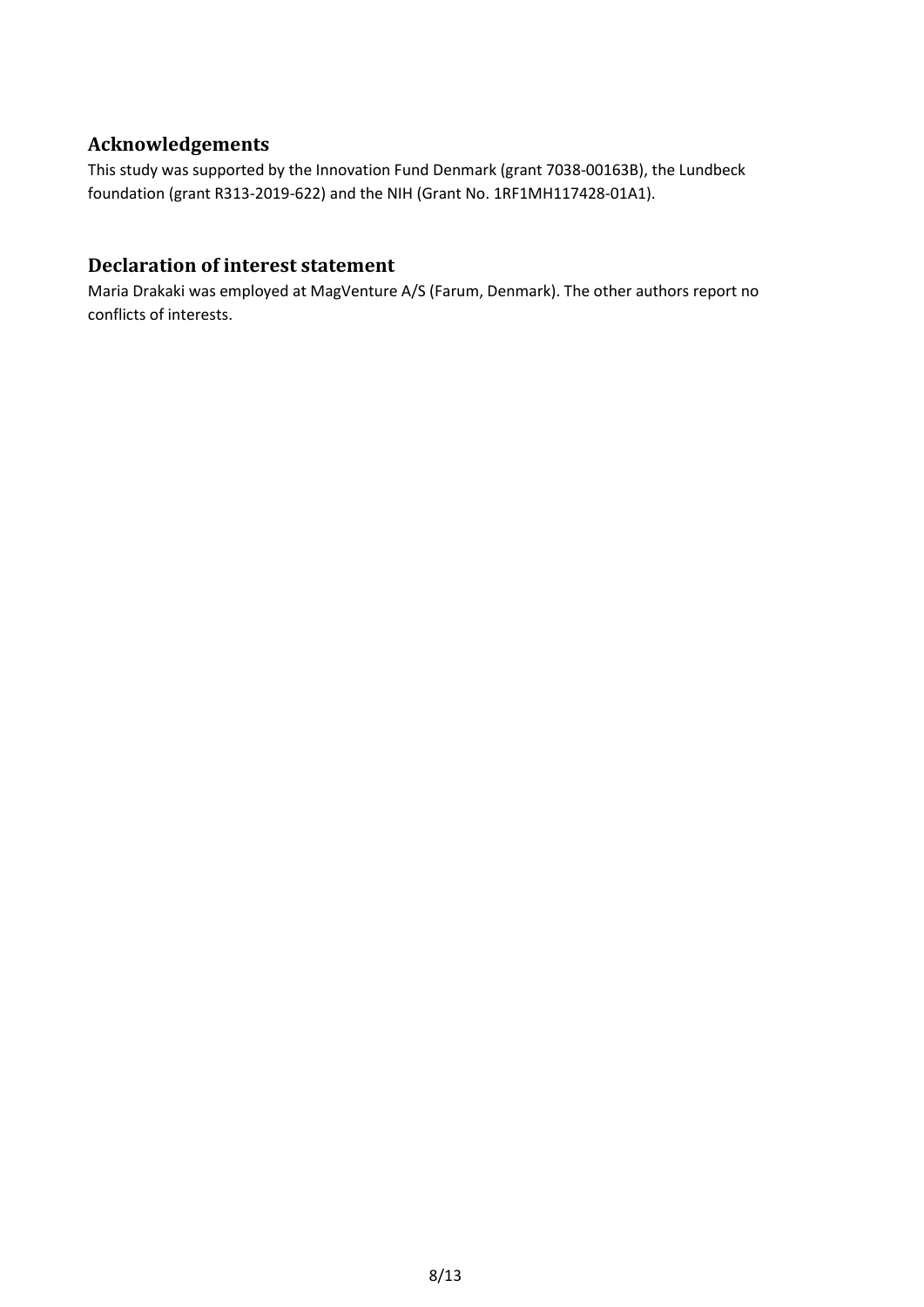## Acknowledgements

This study was supported by the Innovation Fund Denmark (grant 7038-00163B), the Lundbeck foundation (grant R313-2019-622) and the NIH (Grant No. 1RF1MH117428-01A1).

## Declaration of interest statement

Maria Drakaki was employed at MagVenture A/S (Farum, Denmark). The other authors report no conflicts of interests.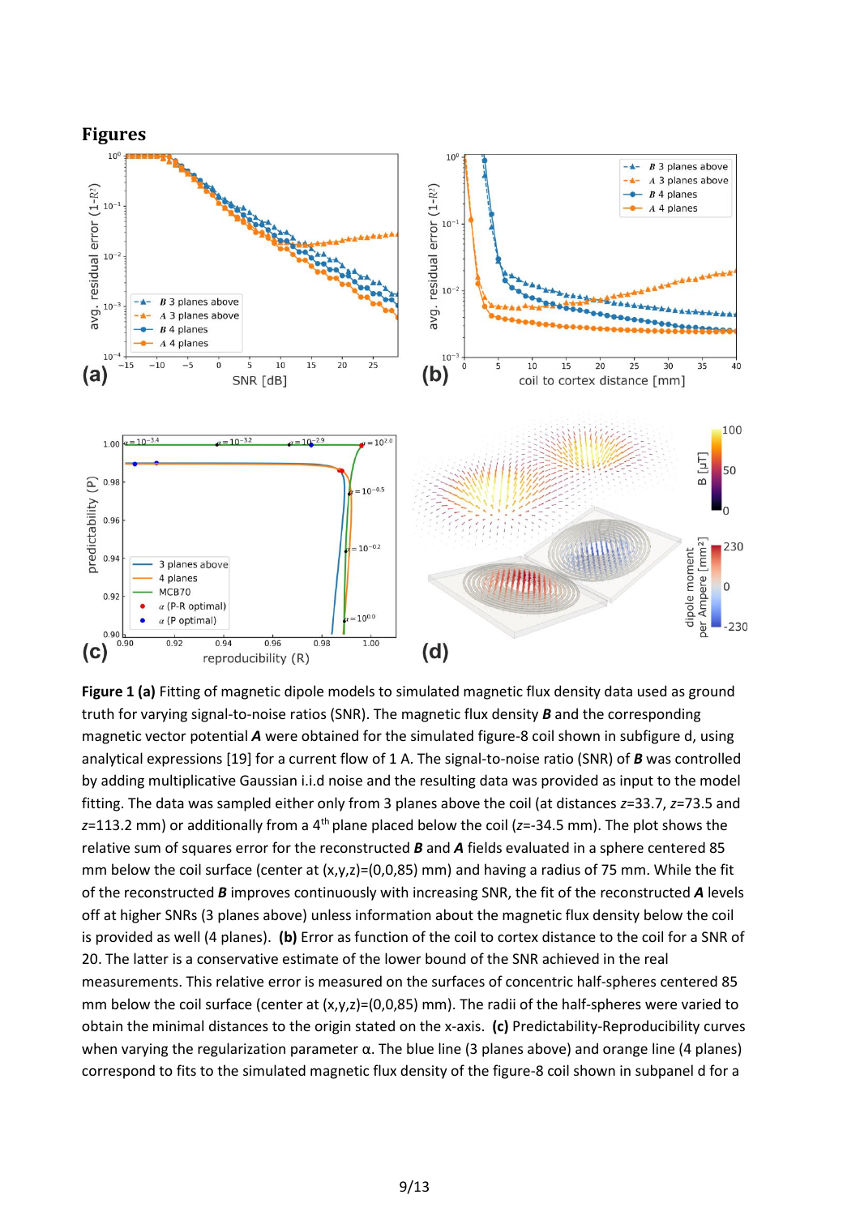# Figures

**Figure 1 (a)** Fitting of magnetic dipole models to simulated magnetic flux density data used as ground truth for varying signal-to-noise ratios (SNR). The magnetic flux density ***B*** and the corresponding magnetic vector potential ***A*** were obtained for the simulated figure-8 coil shown in subfigure d, using analytical expressions [19] for a current flow of 1 A. The signal-to-noise ratio (SNR) of ***B*** was controlled by adding multiplicative Gaussian i.i.d noise and the resulting data was provided as input to the model fitting. The data was sampled either only from 3 planes above the coil (at distances $z$=33.7, $z$=73.5 and $z$=113.2 mm) or additionally from a 4[th] plane placed below the coil ($z$=-34.5 mm). The plot shows the relative sum of squares error for the reconstructed ***B*** and ***A*** fields evaluated in a sphere centered 85 mm below the coil surface (center at (x,y,z)=(0,0,85) mm) and having a radius of 75 mm. While the fit of the reconstructed ***B*** improves continuously with increasing SNR, the fit of the reconstructed ***A*** levels off at higher SNRs (3 planes above) unless information about the magnetic flux density below the coil is provided as well (4 planes). **(b)** Error as function of the coil to cortex distance to the coil for a SNR of 20. The latter is a conservative estimate of the lower bound of the SNR achieved in the real measurements. This relative error is measured on the surfaces of concentric half-spheres centered 85 mm below the coil surface (center at (x,y,z)=(0,0,85) mm). The radii of the half-spheres were varied to obtain the minimal distances to the origin stated on the x-axis. **(c)** Predictability-Reproducibility curves when varying the regularization parameter α. The blue line (3 planes above) and orange line (4 planes) correspond to fits to the simulated magnetic flux density of the figure-8 coil shown in subpanel d for a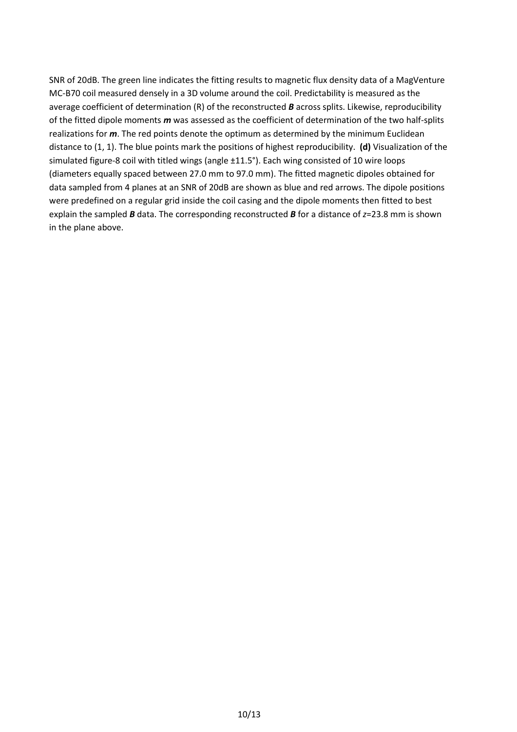SNR of 20dB. The green line indicates the fitting results to magnetic flux density data of a MagVenture MC-B70 coil measured densely in a 3D volume around the coil. Predictability is measured as the average coefficient of determination (R) of the reconstructed ***B*** across splits. Likewise, reproducibility of the fitted dipole moments ***m*** was assessed as the coefficient of determination of the two half-splits realizations for ***m***. The red points denote the optimum as determined by the minimum Euclidean distance to (1, 1). The blue points mark the positions of highest reproducibility. **(d)** Visualization of the simulated figure-8 coil with titled wings (angle ±11.5°). Each wing consisted of 10 wire loops (diameters equally spaced between 27.0 mm to 97.0 mm). The fitted magnetic dipoles obtained for data sampled from 4 planes at an SNR of 20dB are shown as blue and red arrows. The dipole positions were predefined on a regular grid inside the coil casing and the dipole moments then fitted to best explain the sampled ***B*** data. The corresponding reconstructed ***B*** for a distance of $z$=23.8 mm is shown in the plane above.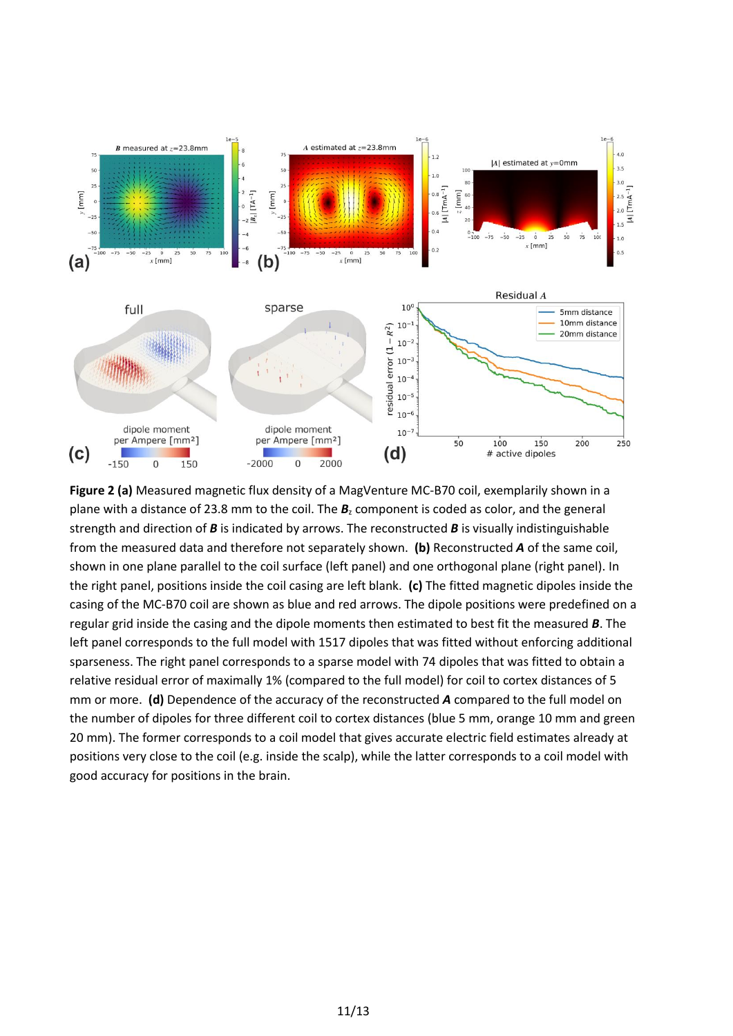**Figure 2 (a)** Measured magnetic flux density of a MagVenture MC-B70 coil, exemplarily shown in a plane with a distance of 23.8 mm to the coil. The $\boldsymbol{B}_z$ component is coded as color, and the general strength and direction of $\boldsymbol{B}$ is indicated by arrows. The reconstructed $\boldsymbol{B}$ is visually indistinguishable from the measured data and therefore not separately shown. **(b)** Reconstructed $\boldsymbol{A}$ of the same coil, shown in one plane parallel to the coil surface (left panel) and one orthogonal plane (right panel). In the right panel, positions inside the coil casing are left blank. **(c)** The fitted magnetic dipoles inside the casing of the MC-B70 coil are shown as blue and red arrows. The dipole positions were predefined on a regular grid inside the casing and the dipole moments then estimated to best fit the measured $\boldsymbol{B}$. The left panel corresponds to the full model with 1517 dipoles that was fitted without enforcing additional sparseness. The right panel corresponds to a sparse model with 74 dipoles that was fitted to obtain a relative residual error of maximally 1% (compared to the full model) for coil to cortex distances of 5 mm or more. **(d)** Dependence of the accuracy of the reconstructed $\boldsymbol{A}$ compared to the full model on the number of dipoles for three different coil to cortex distances (blue 5 mm, orange 10 mm and green 20 mm). The former corresponds to a coil model that gives accurate electric field estimates already at positions very close to the coil (e.g. inside the scalp), while the latter corresponds to a coil model with good accuracy for positions in the brain.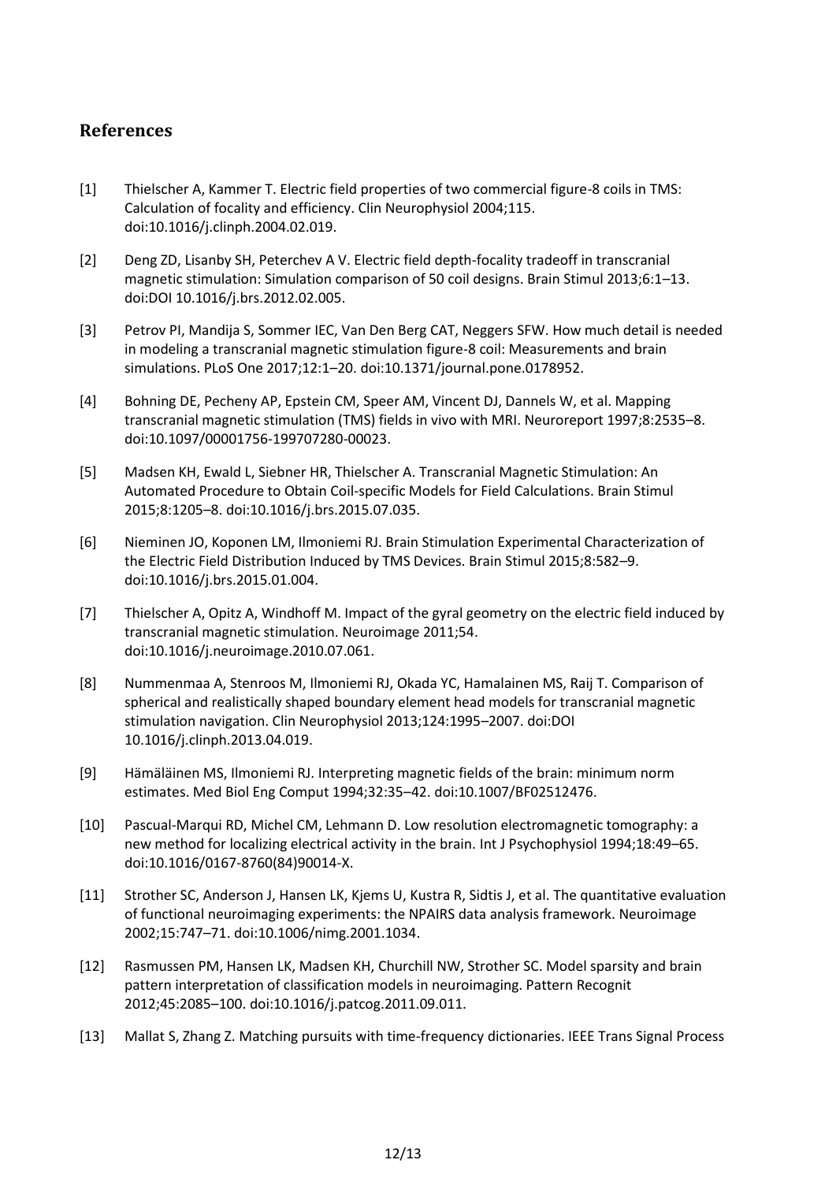## References

[1] Thielscher A, Kammer T. Electric field properties of two commercial figure-8 coils in TMS: Calculation of focality and efficiency. Clin Neurophysiol 2004;115. doi:10.1016/j.clinph.2004.02.019.

[2] Deng ZD, Lisanby SH, Peterchev A V. Electric field depth-focality tradeoff in transcranial magnetic stimulation: Simulation comparison of 50 coil designs. Brain Stimul 2013;6:1–13. doi:DOI 10.1016/j.brs.2012.02.005.

[3] Petrov PI, Mandija S, Sommer IEC, Van Den Berg CAT, Neggers SFW. How much detail is needed in modeling a transcranial magnetic stimulation figure-8 coil: Measurements and brain simulations. PLoS One 2017;12:1–20. doi:10.1371/journal.pone.0178952.

[4] Bohning DE, Pecheny AP, Epstein CM, Speer AM, Vincent DJ, Dannels W, et al. Mapping transcranial magnetic stimulation (TMS) fields in vivo with MRI. Neuroreport 1997;8:2535–8. doi:10.1097/00001756-199707280-00023.

[5] Madsen KH, Ewald L, Siebner HR, Thielscher A. Transcranial Magnetic Stimulation: An Automated Procedure to Obtain Coil-specific Models for Field Calculations. Brain Stimul 2015;8:1205–8. doi:10.1016/j.brs.2015.07.035.

[6] Nieminen JO, Koponen LM, Ilmoniemi RJ. Brain Stimulation Experimental Characterization of the Electric Field Distribution Induced by TMS Devices. Brain Stimul 2015;8:582–9. doi:10.1016/j.brs.2015.01.004.

[7] Thielscher A, Opitz A, Windhoff M. Impact of the gyral geometry on the electric field induced by transcranial magnetic stimulation. Neuroimage 2011;54. doi:10.1016/j.neuroimage.2010.07.061.

[8] Nummenmaa A, Stenroos M, Ilmoniemi RJ, Okada YC, Hamalainen MS, Raij T. Comparison of spherical and realistically shaped boundary element head models for transcranial magnetic stimulation navigation. Clin Neurophysiol 2013;124:1995–2007. doi:DOI 10.1016/j.clinph.2013.04.019.

[9] Hämäläinen MS, Ilmoniemi RJ. Interpreting magnetic fields of the brain: minimum norm estimates. Med Biol Eng Comput 1994;32:35–42. doi:10.1007/BF02512476.

[10] Pascual-Marqui RD, Michel CM, Lehmann D. Low resolution electromagnetic tomography: a new method for localizing electrical activity in the brain. Int J Psychophysiol 1994;18:49–65. doi:10.1016/0167-8760(84)90014-X.

[11] Strother SC, Anderson J, Hansen LK, Kjems U, Kustra R, Sidtis J, et al. The quantitative evaluation of functional neuroimaging experiments: the NPAIRS data analysis framework. Neuroimage 2002;15:747–71. doi:10.1006/nimg.2001.1034.

[12] Rasmussen PM, Hansen LK, Madsen KH, Churchill NW, Strother SC. Model sparsity and brain pattern interpretation of classification models in neuroimaging. Pattern Recognit 2012;45:2085–100. doi:10.1016/j.patcog.2011.09.011.

[13] Mallat S, Zhang Z. Matching pursuits with time-frequency dictionaries. IEEE Trans Signal Process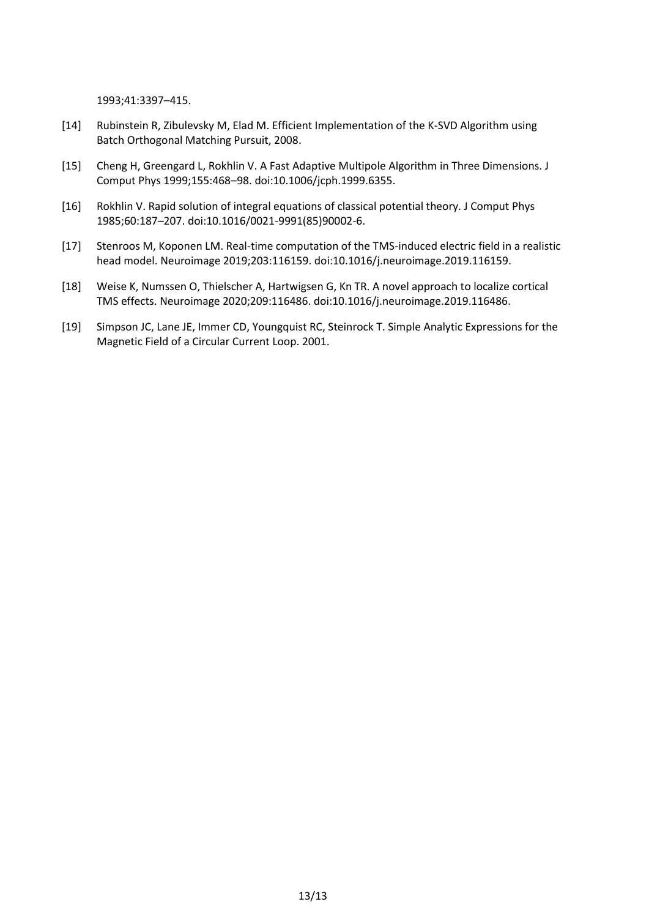1993;41:3397–415.

[14] Rubinstein R, Zibulevsky M, Elad M. Efficient Implementation of the K-SVD Algorithm using Batch Orthogonal Matching Pursuit, 2008.

[15] Cheng H, Greengard L, Rokhlin V. A Fast Adaptive Multipole Algorithm in Three Dimensions. J Comput Phys 1999;155:468–98. doi:10.1006/jcph.1999.6355.

[16] Rokhlin V. Rapid solution of integral equations of classical potential theory. J Comput Phys 1985;60:187–207. doi:10.1016/0021-9991(85)90002-6.

[17] Stenroos M, Koponen LM. Real-time computation of the TMS-induced electric field in a realistic head model. Neuroimage 2019;203:116159. doi:10.1016/j.neuroimage.2019.116159.

[18] Weise K, Numssen O, Thielscher A, Hartwigsen G, Kn TR. A novel approach to localize cortical TMS effects. Neuroimage 2020;209:116486. doi:10.1016/j.neuroimage.2019.116486.

[19] Simpson JC, Lane JE, Immer CD, Youngquist RC, Steinrock T. Simple Analytic Expressions for the Magnetic Field of a Circular Current Loop. 2001.